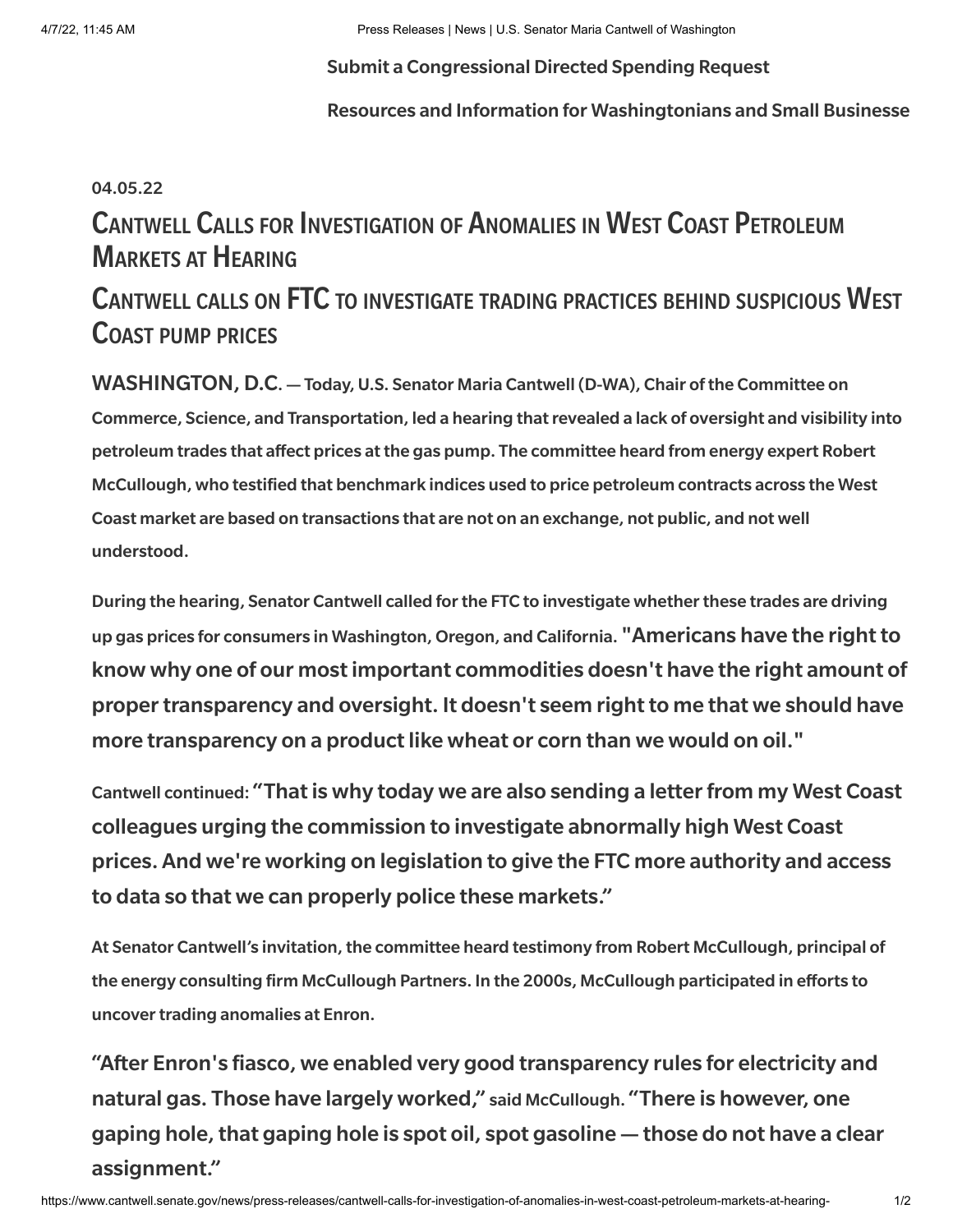Submit a Congressional Directed Spending Request

Resources and Information for Washingtonians and Small Businesse

04.05.22

# Cantwell Calls for Investigation of Anomalies in West Coast Petroleum Markets at Hearing

## Cantwell calls on FTC to investigate trading practices behind suspicious West Coast pump prices

**WASHINGTON, D.C. — Today, U.S. Senator Maria Cantwell (D-WA), Chair of the Committee on Commerce, Science, and Transportation, led a hearing that revealed a lack of oversight and visibility into petroleum trades that affect prices at the gas pump. The committee heard from energy expert Robert McCullough, who testified that benchmark indices used to price petroleum contracts across the West Coast market are based on transactions that are not on an exchange, not public, and not well understood.**

**During the hearing, Senator Cantwell called for the FTC to investigate whether these trades are driving up gas prices for consumers in Washington, Oregon, and California. "Americans have the right to know why one of our most important commodities doesn't have the right amount of proper transparency and oversight. It doesn't seem right to me that we should have more transparency on a product like wheat or corn than we would on oil."**

**Cantwell continued: "That is why today we are also sending a letter from my West Coast colleagues urging the commission to investigate abnormally high West Coast prices. And we're working on legislation to give the FTC more authority and access to data so that we can properly police these markets."**

**At Senator Cantwell's invitation, the committee heard testimony from Robert McCullough, principal of the energy consulting firm McCullough Partners. In the 2000s, McCullough participated in efforts to uncover trading anomalies at Enron.**

**"After Enron's fiasco, we enabled very good transparency rules for electricity and natural gas. Those have largely worked," said McCullough. "There is however, one gaping hole, that gaping hole is spot oil, spot gasoline — those do not have a clear assignment."**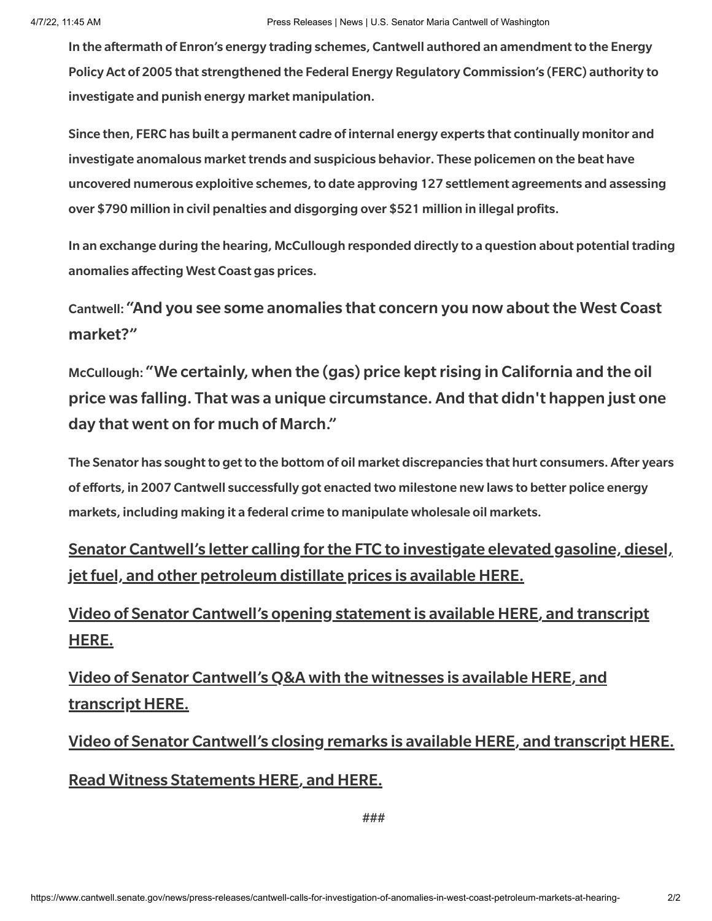In the aftermath of Enron's energy trading schemes, Cantwell authored an amendment to the Energy Policy Act of 2005 that strengthened the Federal Energy Regulatory Commission's (FERC) authority to investigate and punish energy market manipulation.

Since then, FERC has built a permanent cadre of internal energy experts that continually monitor and investigate anomalous market trends and suspicious behavior. These policemen on the beat have uncovered numerous exploitive schemes, to date approving 127 settlement agreements and assessing over $790 million in civil penalties and disgorging over $521 million in illegal profits.

In an exchange during the hearing, McCullough responded directly to a question about potential trading anomalies affecting West Coast gas prices.

Cantwell: **"And you see some anomalies that concern you now about the West Coast market?"**

McCullough: **"We certainly, when the (gas) price kept rising in California and the oil price was falling. That was a unique circumstance. And that didn't happen just one day that went on for much of March."**

The Senator has sought to get to the bottom of oil market discrepancies that hurt consumers. After years of efforts, in 2007 Cantwell successfully got enacted two milestone new laws to better police energy markets, including making it a federal crime to manipulate wholesale oil markets.

**Senator Cantwell's letter calling for the FTC to investigate elevated gasoline, diesel, jet fuel, and other petroleum distillate prices is available HERE.**

**Video of Senator Cantwell's opening statement is available HERE, and transcript HERE.**

**Video of Senator Cantwell's Q&A with the witnesses is available HERE, and transcript HERE.**

**Video of Senator Cantwell's closing remarks is available HERE, and transcript HERE.**

**Read Witness Statements HERE, and HERE.**

###